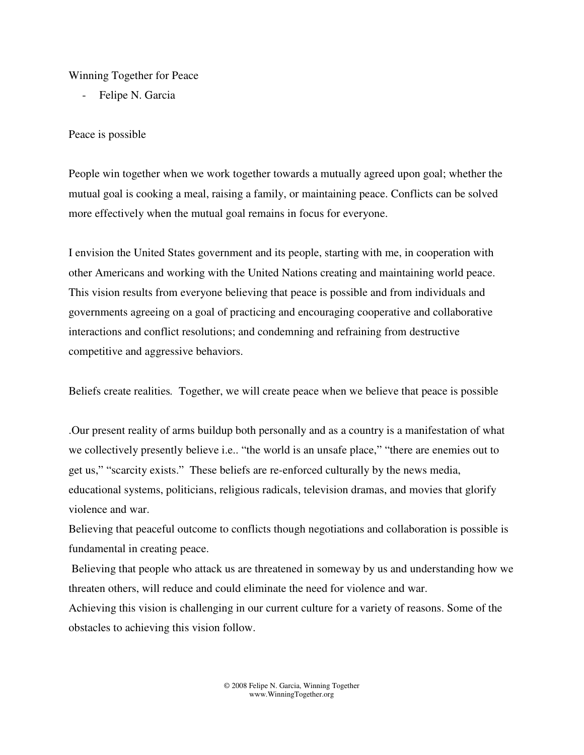Winning Together for Peace

- Felipe N. Garcia

Peace is possible

People win together when we work together towards a mutually agreed upon goal; whether the mutual goal is cooking a meal, raising a family, or maintaining peace. Conflicts can be solved more effectively when the mutual goal remains in focus for everyone.

I envision the United States government and its people, starting with me, in cooperation with other Americans and working with the United Nations creating and maintaining world peace. This vision results from everyone believing that peace is possible and from individuals and governments agreeing on a goal of practicing and encouraging cooperative and collaborative interactions and conflict resolutions; and condemning and refraining from destructive competitive and aggressive behaviors.

Beliefs create realities. Together, we will create peace when we believe that peace is possible

.Our present reality of arms buildup both personally and as a country is a manifestation of what we collectively presently believe i.e.. "the world is an unsafe place," "there are enemies out to get us," "scarcity exists." These beliefs are re-enforced culturally by the news media, educational systems, politicians, religious radicals, television dramas, and movies that glorify violence and war.

Believing that peaceful outcome to conflicts though negotiations and collaboration is possible is fundamental in creating peace.

Believing that people who attack us are threatened in someway by us and understanding how we threaten others, will reduce and could eliminate the need for violence and war.

Achieving this vision is challenging in our current culture for a variety of reasons. Some of the obstacles to achieving this vision follow.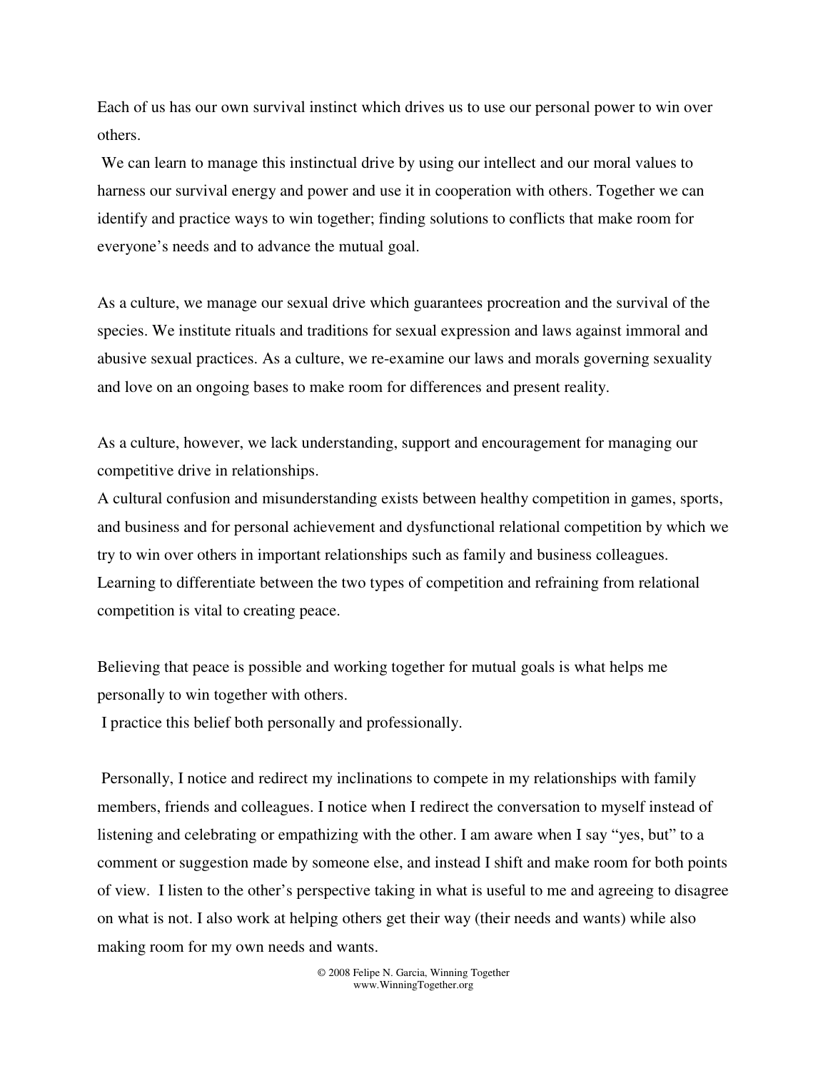Each of us has our own survival instinct which drives us to use our personal power to win over others.

We can learn to manage this instinctual drive by using our intellect and our moral values to harness our survival energy and power and use it in cooperation with others. Together we can identify and practice ways to win together; finding solutions to conflicts that make room for everyone's needs and to advance the mutual goal.

As a culture, we manage our sexual drive which guarantees procreation and the survival of the species. We institute rituals and traditions for sexual expression and laws against immoral and abusive sexual practices. As a culture, we re-examine our laws and morals governing sexuality and love on an ongoing bases to make room for differences and present reality.

As a culture, however, we lack understanding, support and encouragement for managing our competitive drive in relationships.

A cultural confusion and misunderstanding exists between healthy competition in games, sports, and business and for personal achievement and dysfunctional relational competition by which we try to win over others in important relationships such as family and business colleagues. Learning to differentiate between the two types of competition and refraining from relational competition is vital to creating peace.

Believing that peace is possible and working together for mutual goals is what helps me personally to win together with others.

I practice this belief both personally and professionally.

Personally, I notice and redirect my inclinations to compete in my relationships with family members, friends and colleagues. I notice when I redirect the conversation to myself instead of listening and celebrating or empathizing with the other. I am aware when I say "yes, but" to a comment or suggestion made by someone else, and instead I shift and make room for both points of view. I listen to the other's perspective taking in what is useful to me and agreeing to disagree on what is not. I also work at helping others get their way (their needs and wants) while also making room for my own needs and wants.

© 2008 Felipe N. Garcia, Winning Together
www.WinningTogether.org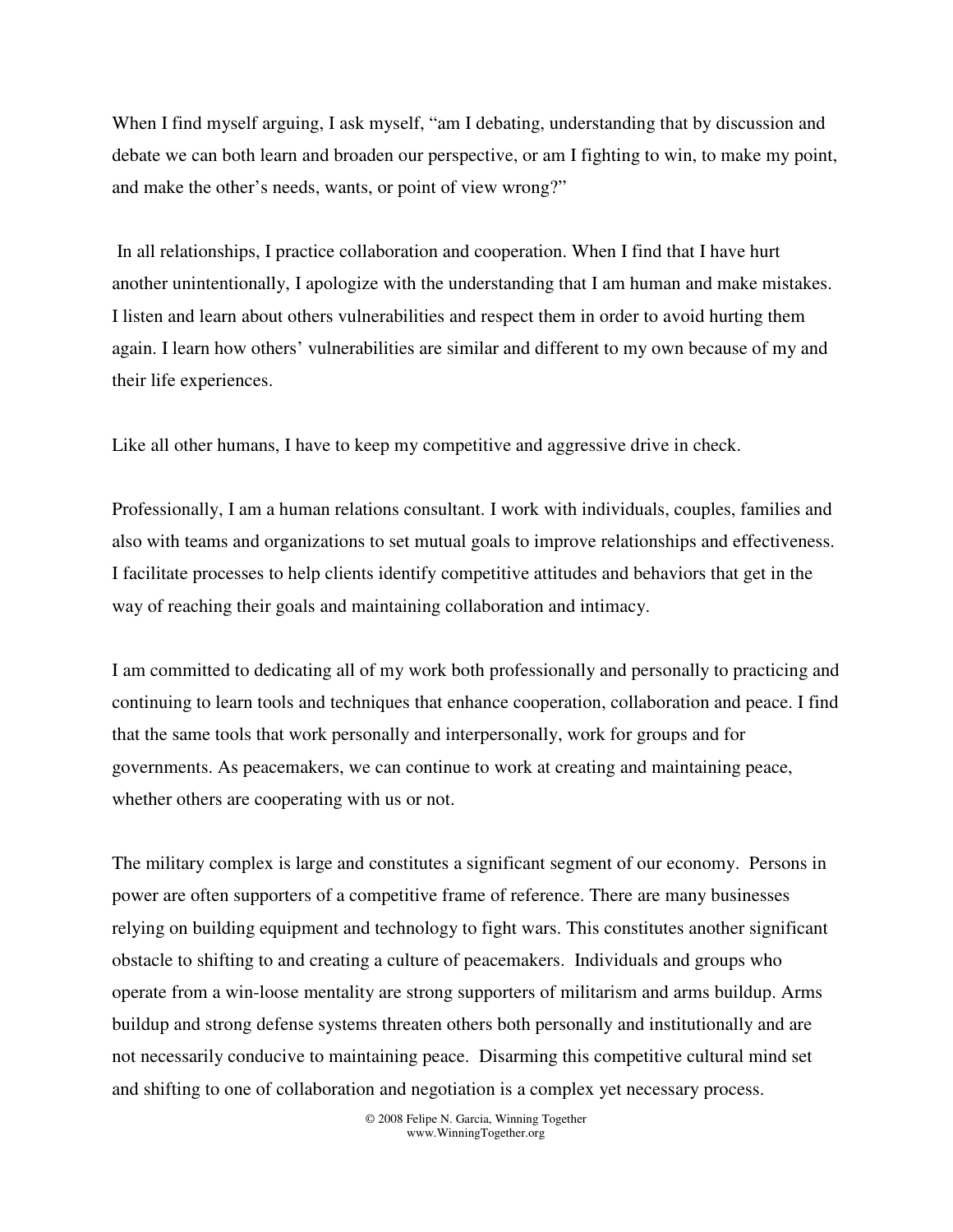When I find myself arguing, I ask myself, "am I debating, understanding that by discussion and debate we can both learn and broaden our perspective, or am I fighting to win, to make my point, and make the other's needs, wants, or point of view wrong?"

In all relationships, I practice collaboration and cooperation. When I find that I have hurt another unintentionally, I apologize with the understanding that I am human and make mistakes. I listen and learn about others vulnerabilities and respect them in order to avoid hurting them again. I learn how others' vulnerabilities are similar and different to my own because of my and their life experiences.

Like all other humans, I have to keep my competitive and aggressive drive in check.

Professionally, I am a human relations consultant. I work with individuals, couples, families and also with teams and organizations to set mutual goals to improve relationships and effectiveness. I facilitate processes to help clients identify competitive attitudes and behaviors that get in the way of reaching their goals and maintaining collaboration and intimacy.

I am committed to dedicating all of my work both professionally and personally to practicing and continuing to learn tools and techniques that enhance cooperation, collaboration and peace. I find that the same tools that work personally and interpersonally, work for groups and for governments. As peacemakers, we can continue to work at creating and maintaining peace, whether others are cooperating with us or not.

The military complex is large and constitutes a significant segment of our economy. Persons in power are often supporters of a competitive frame of reference. There are many businesses relying on building equipment and technology to fight wars. This constitutes another significant obstacle to shifting to and creating a culture of peacemakers. Individuals and groups who operate from a win-loose mentality are strong supporters of militarism and arms buildup. Arms buildup and strong defense systems threaten others both personally and institutionally and are not necessarily conducive to maintaining peace. Disarming this competitive cultural mind set and shifting to one of collaboration and negotiation is a complex yet necessary process.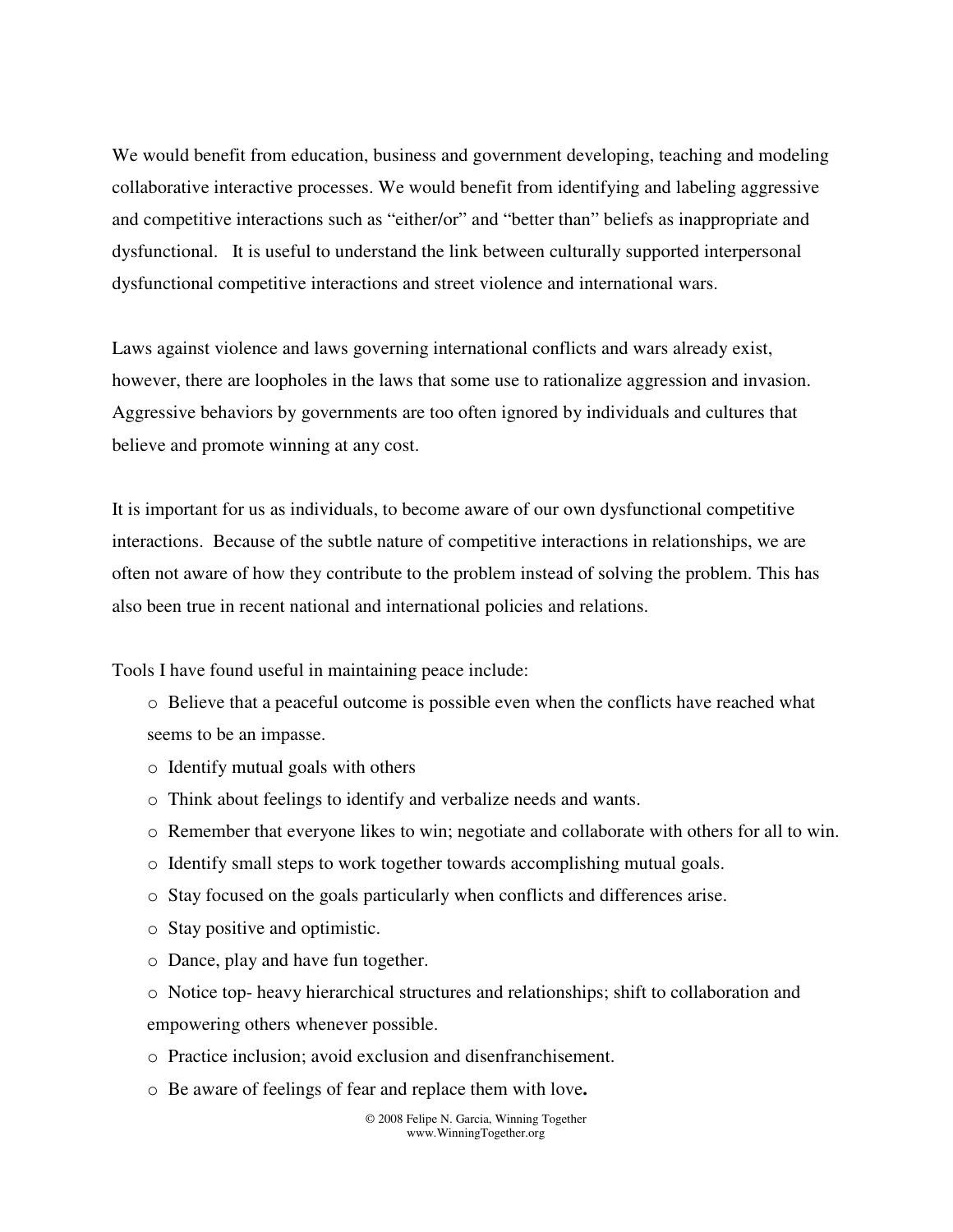We would benefit from education, business and government developing, teaching and modeling collaborative interactive processes. We would benefit from identifying and labeling aggressive and competitive interactions such as “either/or” and “better than” beliefs as inappropriate and dysfunctional. It is useful to understand the link between culturally supported interpersonal dysfunctional competitive interactions and street violence and international wars.

Laws against violence and laws governing international conflicts and wars already exist, however, there are loopholes in the laws that some use to rationalize aggression and invasion. Aggressive behaviors by governments are too often ignored by individuals and cultures that believe and promote winning at any cost.

It is important for us as individuals, to become aware of our own dysfunctional competitive interactions. Because of the subtle nature of competitive interactions in relationships, we are often not aware of how they contribute to the problem instead of solving the problem. This has also been true in recent national and international policies and relations.

Tools I have found useful in maintaining peace include:

- Believe that a peaceful outcome is possible even when the conflicts have reached what seems to be an impasse.
- Identify mutual goals with others
- Think about feelings to identify and verbalize needs and wants.
- Remember that everyone likes to win; negotiate and collaborate with others for all to win.
- Identify small steps to work together towards accomplishing mutual goals.
- Stay focused on the goals particularly when conflicts and differences arise.
- Stay positive and optimistic.
- Dance, play and have fun together.
- Notice top- heavy hierarchical structures and relationships; shift to collaboration and empowering others whenever possible.
- Practice inclusion; avoid exclusion and disenfranchisement.
- Be aware of feelings of fear and replace them with love**.**

© 2008 Felipe N. Garcia, Winning Together
www.WinningTogether.org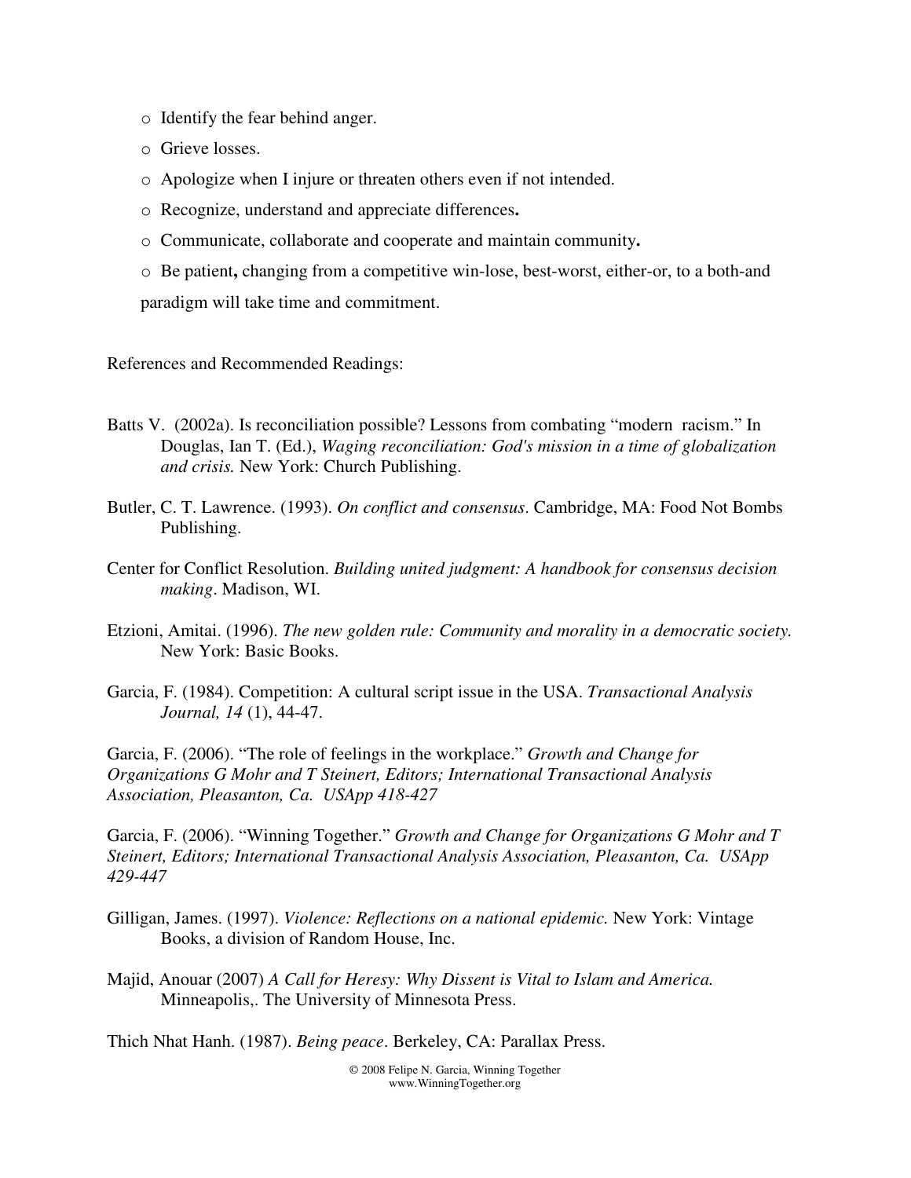- Identify the fear behind anger.
- Grieve losses.
- Apologize when I injure or threaten others even if not intended.
- Recognize, understand and appreciate differences**.**
- Communicate, collaborate and cooperate and maintain community**.**
- Be patient**,** changing from a competitive win-lose, best-worst, either-or, to a both-and paradigm will take time and commitment.

References and Recommended Readings:

Batts V. (2002a). Is reconciliation possible? Lessons from combating “modern racism.” In Douglas, Ian T. (Ed.), *Waging reconciliation: God's mission in a time of globalization and crisis.* New York: Church Publishing.

Butler, C. T. Lawrence. (1993). *On conflict and consensus*. Cambridge, MA: Food Not Bombs Publishing.

Center for Conflict Resolution. *Building united judgment: A handbook for consensus decision making*. Madison, WI.

Etzioni, Amitai. (1996). *The new golden rule: Community and morality in a democratic society.* New York: Basic Books.

Garcia, F. (1984). Competition: A cultural script issue in the USA. *Transactional Analysis Journal, 14* (1), 44-47.

Garcia, F. (2006). “The role of feelings in the workplace.” *Growth and Change for Organizations G Mohr and T Steinert, Editors; International Transactional Analysis Association, Pleasanton, Ca. USApp 418-427*

Garcia, F. (2006). “Winning Together.” *Growth and Change for Organizations G Mohr and T Steinert, Editors; International Transactional Analysis Association, Pleasanton, Ca. USApp 429-447*

Gilligan, James. (1997). *Violence: Reflections on a national epidemic.* New York: Vintage Books, a division of Random House, Inc.

Majid, Anouar (2007) *A Call for Heresy: Why Dissent is Vital to Islam and America.* Minneapolis,. The University of Minnesota Press.

Thich Nhat Hanh. (1987). *Being peace*. Berkeley, CA: Parallax Press.

© 2008 Felipe N. Garcia, Winning Together
www.WinningTogether.org